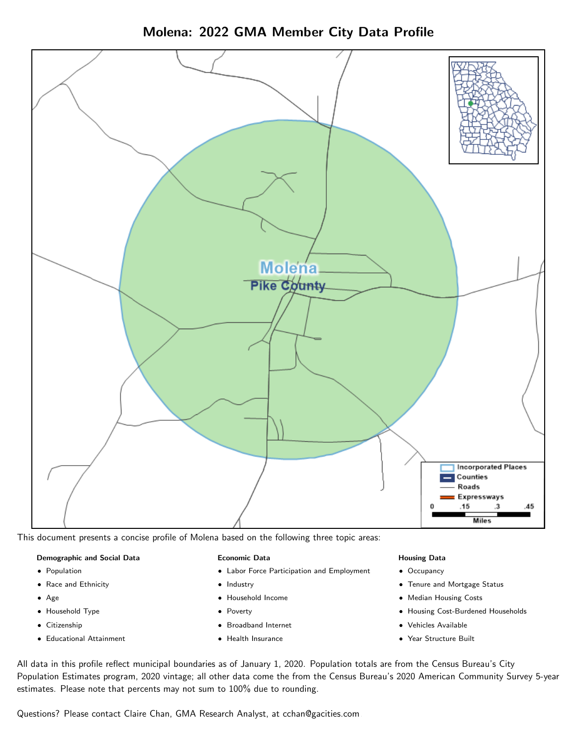# Molena: 2022 GMA Member City Data Profile

This document presents a concise profile of Molena based on the following three topic areas:

**Demographic and Social Data**

- Population
- Race and Ethnicity
- Age
- Household Type
- Citizenship
- Educational Attainment

**Economic Data**

- Labor Force Participation and Employment
- Industry
- Household Income
- Poverty
- Broadband Internet
- Health Insurance

**Housing Data**

- Occupancy
- Tenure and Mortgage Status
- Median Housing Costs
- Housing Cost-Burdened Households
- Vehicles Available
- Year Structure Built

All data in this profile reflect municipal boundaries as of January 1, 2020. Population totals are from the Census Bureau's City Population Estimates program, 2020 vintage; all other data come the from the Census Bureau's 2020 American Community Survey 5-year estimates. Please note that percents may not sum to 100% due to rounding.

Questions? Please contact Claire Chan, GMA Research Analyst, at cchan@gacities.com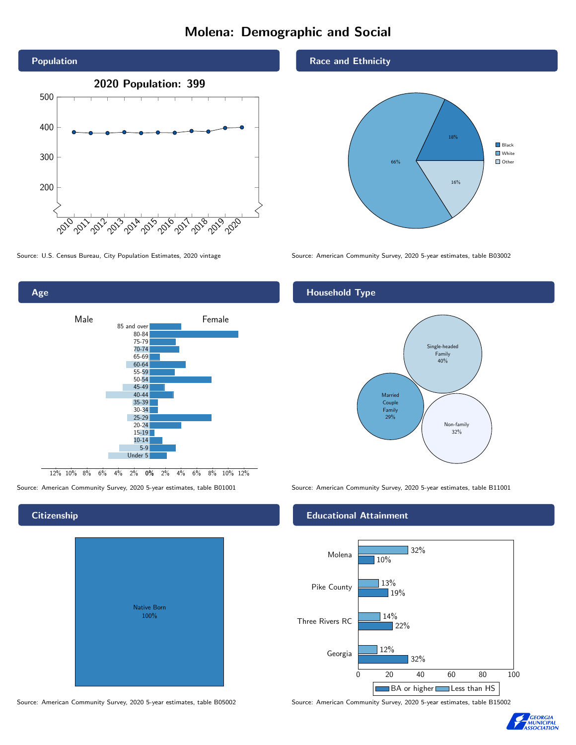# Molena: Demographic and Social

## Population

2020 Population: 399

Source: U.S. Census Bureau, City Population Estimates, 2020 vintage

## Race and Ethnicity

| Race | Percent |
|---|---|
| Black | 18% |
| White | 66% |
| Other | 16% |

Source: American Community Survey, 2020 5-year estimates, table B03002

## Age

Male | Female

85 and over, 80-84, 75-79, 70-74, 65-69, 60-64, 55-59, 50-54, 45-49, 40-44, 35-39, 30-34, 25-29, 20-24, 15-19, 10-14, 5-9, Under 5

Source: American Community Survey, 2020 5-year estimates, table B01001

## Household Type

| Household Type | Percent |
|---|---|
| Single-headed Family | 40% |
| Married Couple Family | 29% |
| Non-family | 32% |

Source: American Community Survey, 2020 5-year estimates, table B11001

## Citizenship

Native Born 100%

Source: American Community Survey, 2020 5-year estimates, table B05002

## Educational Attainment

| | Less than HS | BA or higher |
|---|---|---|
| Molena | 32% | 10% |
| Pike County | 13% | 19% |
| Three Rivers RC | 14% | 22% |
| Georgia | 12% | 32% |

Source: American Community Survey, 2020 5-year estimates, table B15002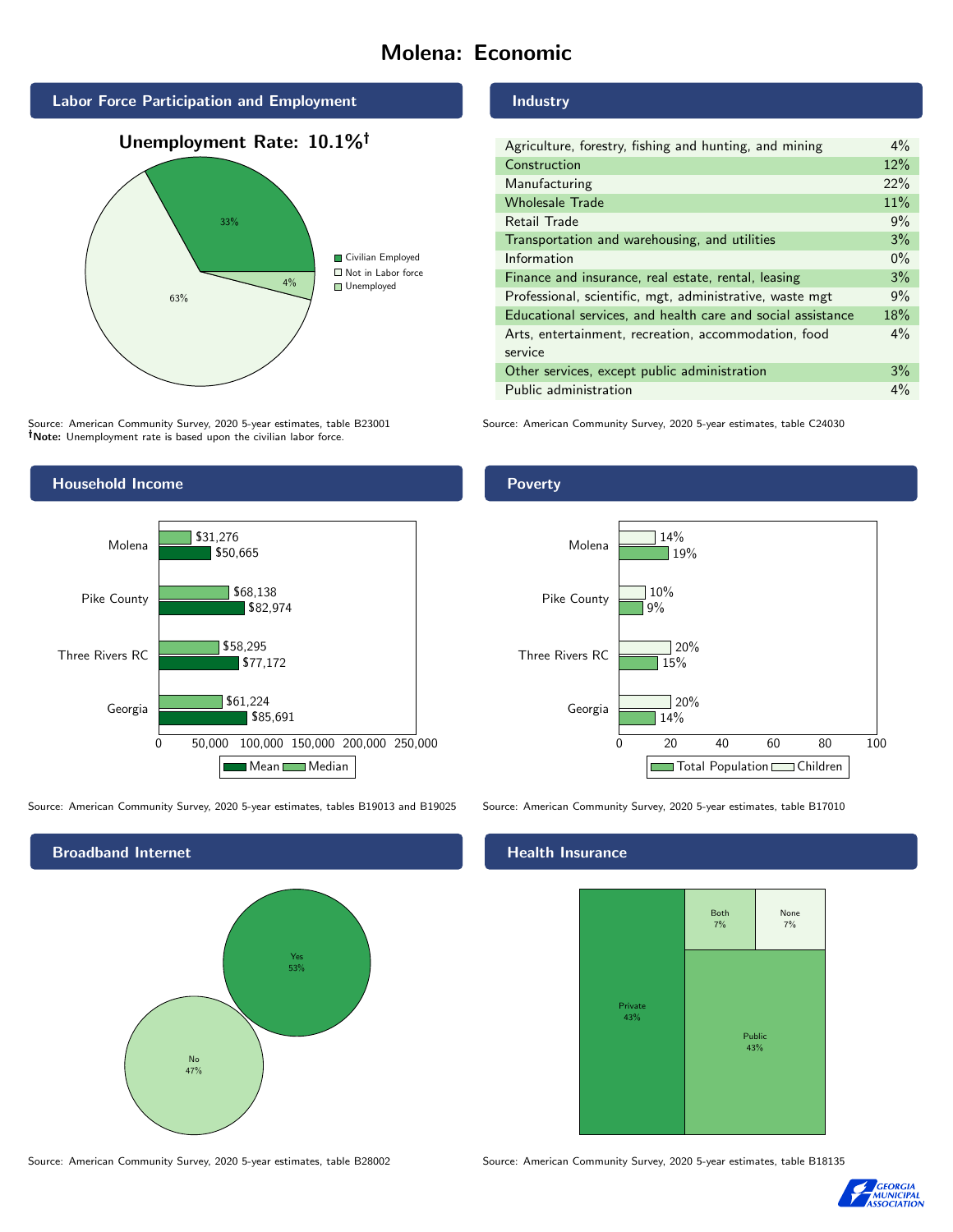# Molena: Economic

## Labor Force Participation and Employment

**Unemployment Rate: 10.1%†**

| Category | Percent |
|---|---|
| Civilian Employed | 33% |
| Not in Labor force | 63% |
| Unemployed | 4% |

Source: American Community Survey, 2020 5-year estimates, table B23001
**†Note:** Unemployment rate is based upon the civilian labor force.

## Industry

| Industry | Percent |
|---|---|
| Agriculture, forestry, fishing and hunting, and mining | 4% |
| Construction | 12% |
| Manufacturing | 22% |
| Wholesale Trade | 11% |
| Retail Trade | 9% |
| Transportation and warehousing, and utilities | 3% |
| Information | 0% |
| Finance and insurance, real estate, rental, leasing | 3% |
| Professional, scientific, mgt, administrative, waste mgt | 9% |
| Educational services, and health care and social assistance | 18% |
| Arts, entertainment, recreation, accommodation, food service | 4% |
| Other services, except public administration | 3% |
| Public administration | 4% |

Source: American Community Survey, 2020 5-year estimates, table C24030

## Household Income

| | Median | Mean |
|---|---|---|
| Molena | $31,276 | $50,665 |
| Pike County | $68,138 | $82,974 |
| Three Rivers RC | $58,295 | $77,172 |
| Georgia | $61,224 | $85,691 |

Source: American Community Survey, 2020 5-year estimates, tables B19013 and B19025

## Poverty

| | Children | Total Population |
|---|---|---|
| Molena | 14% | 19% |
| Pike County | 10% | 9% |
| Three Rivers RC | 20% | 15% |
| Georgia | 20% | 14% |

Source: American Community Survey, 2020 5-year estimates, table B17010

## Broadband Internet

| | Percent |
|---|---|
| Yes | 53% |
| No | 47% |

Source: American Community Survey, 2020 5-year estimates, table B28002

## Health Insurance

| | Percent |
|---|---|
| Private | 43% |
| Public | 43% |
| Both | 7% |
| None | 7% |

Source: American Community Survey, 2020 5-year estimates, table B18135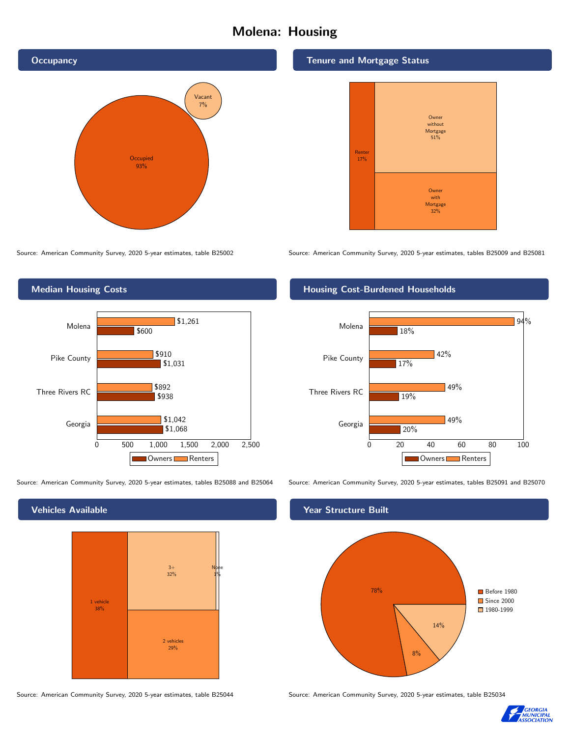# Molena: Housing

## Occupancy

Vacant
7%

Occupied
93%

Source: American Community Survey, 2020 5-year estimates, table B25002

## Tenure and Mortgage Status

Renter
17%

Owner
without
Mortgage
51%

Owner
with
Mortgage
32%

Source: American Community Survey, 2020 5-year estimates, tables B25009 and B25081

## Median Housing Costs

Molena
$1,261
$600

Pike County
$910
$1,031

Three Rivers RC
$892
$938

Georgia
$1,042
$1,068

0 500 1,000 1,500 2,000 2,500

Owners Renters

Source: American Community Survey, 2020 5-year estimates, tables B25088 and B25064

## Housing Cost-Burdened Households

Molena
94%
18%

Pike County
42%
17%

Three Rivers RC
49%
19%

Georgia
49%
20%

0 20 40 60 80 100

Owners Renters

Source: American Community Survey, 2020 5-year estimates, tables B25091 and B25070

## Vehicles Available

1 vehicle
38%

3+
32%

None
1%

2 vehicles
29%

Source: American Community Survey, 2020 5-year estimates, table B25044

## Year Structure Built

78%

8%

14%

Before 1980
Since 2000
1980-1999

Source: American Community Survey, 2020 5-year estimates, table B25034